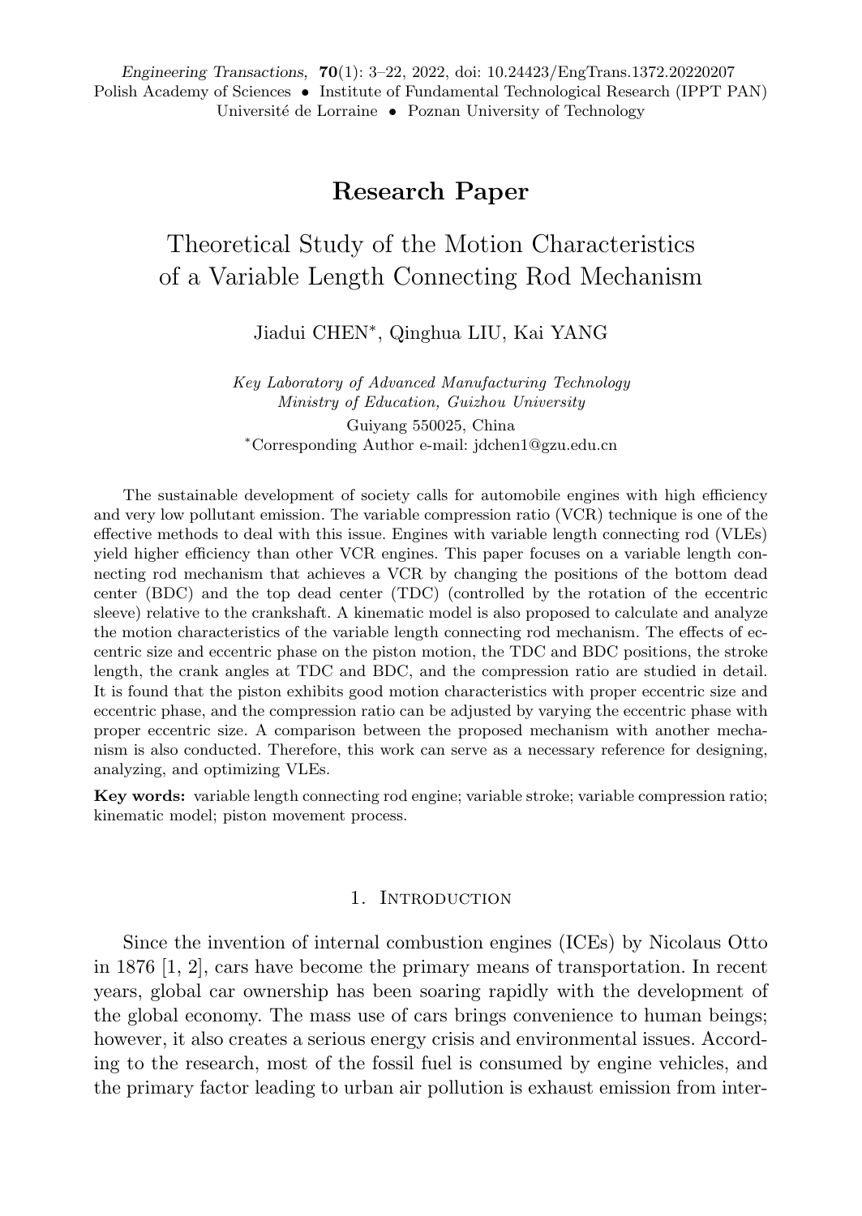*Engineering Transactions,* **70**(1): 3–22, 2022, doi: 10.24423/EngTrans.1372.20220207
Polish Academy of Sciences • Institute of Fundamental Technological Research (IPPT PAN)
Université de Lorraine • Poznan University of Technology

## Research Paper

# Theoretical Study of the Motion Characteristics of a Variable Length Connecting Rod Mechanism

Jiadui CHEN*, Qinghua LIU, Kai YANG

*Key Laboratory of Advanced Manufacturing Technology*
*Ministry of Education, Guizhou University*
Guiyang 550025, China
*Corresponding Author e-mail: jdchen1@gzu.edu.cn

The sustainable development of society calls for automobile engines with high efficiency and very low pollutant emission. The variable compression ratio (VCR) technique is one of the effective methods to deal with this issue. Engines with variable length connecting rod (VLEs) yield higher efficiency than other VCR engines. This paper focuses on a variable length connecting rod mechanism that achieves a VCR by changing the positions of the bottom dead center (BDC) and the top dead center (TDC) (controlled by the rotation of the eccentric sleeve) relative to the crankshaft. A kinematic model is also proposed to calculate and analyze the motion characteristics of the variable length connecting rod mechanism. The effects of eccentric size and eccentric phase on the piston motion, the TDC and BDC positions, the stroke length, the crank angles at TDC and BDC, and the compression ratio are studied in detail. It is found that the piston exhibits good motion characteristics with proper eccentric size and eccentric phase, and the compression ratio can be adjusted by varying the eccentric phase with proper eccentric size. A comparison between the proposed mechanism with another mechanism is also conducted. Therefore, this work can serve as a necessary reference for designing, analyzing, and optimizing VLEs.

**Key words:** variable length connecting rod engine; variable stroke; variable compression ratio; kinematic model; piston movement process.

## 1. Introduction

Since the invention of internal combustion engines (ICEs) by Nicolaus Otto in 1876 [1, 2], cars have become the primary means of transportation. In recent years, global car ownership has been soaring rapidly with the development of the global economy. The mass use of cars brings convenience to human beings; however, it also creates a serious energy crisis and environmental issues. According to the research, most of the fossil fuel is consumed by engine vehicles, and the primary factor leading to urban air pollution is exhaust emission from inter-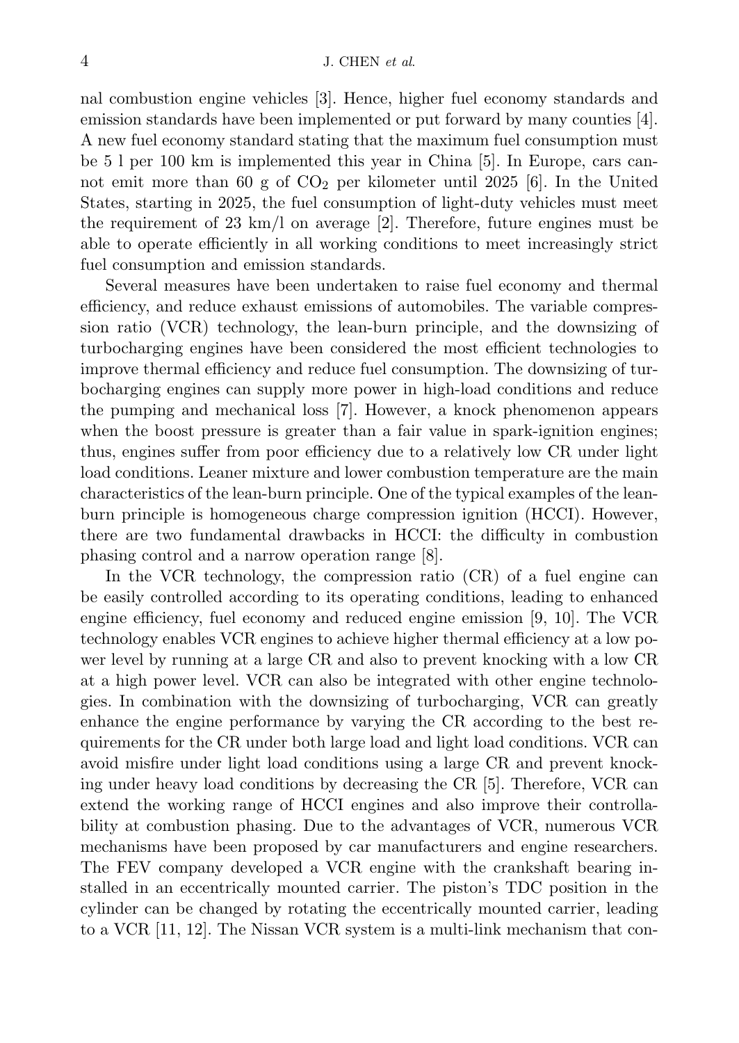nal combustion engine vehicles [3]. Hence, higher fuel economy standards and emission standards have been implemented or put forward by many counties [4]. A new fuel economy standard stating that the maximum fuel consumption must be 5 l per 100 km is implemented this year in China [5]. In Europe, cars cannot emit more than 60 g of $CO_2$ per kilometer until 2025 [6]. In the United States, starting in 2025, the fuel consumption of light-duty vehicles must meet the requirement of 23 km/l on average [2]. Therefore, future engines must be able to operate efficiently in all working conditions to meet increasingly strict fuel consumption and emission standards.

Several measures have been undertaken to raise fuel economy and thermal efficiency, and reduce exhaust emissions of automobiles. The variable compression ratio (VCR) technology, the lean-burn principle, and the downsizing of turbocharging engines have been considered the most efficient technologies to improve thermal efficiency and reduce fuel consumption. The downsizing of turbocharging engines can supply more power in high-load conditions and reduce the pumping and mechanical loss [7]. However, a knock phenomenon appears when the boost pressure is greater than a fair value in spark-ignition engines; thus, engines suffer from poor efficiency due to a relatively low CR under light load conditions. Leaner mixture and lower combustion temperature are the main characteristics of the lean-burn principle. One of the typical examples of the lean-burn principle is homogeneous charge compression ignition (HCCI). However, there are two fundamental drawbacks in HCCI: the difficulty in combustion phasing control and a narrow operation range [8].

In the VCR technology, the compression ratio (CR) of a fuel engine can be easily controlled according to its operating conditions, leading to enhanced engine efficiency, fuel economy and reduced engine emission [9, 10]. The VCR technology enables VCR engines to achieve higher thermal efficiency at a low power level by running at a large CR and also to prevent knocking with a low CR at a high power level. VCR can also be integrated with other engine technologies. In combination with the downsizing of turbocharging, VCR can greatly enhance the engine performance by varying the CR according to the best requirements for the CR under both large load and light load conditions. VCR can avoid misfire under light load conditions using a large CR and prevent knocking under heavy load conditions by decreasing the CR [5]. Therefore, VCR can extend the working range of HCCI engines and also improve their controllability at combustion phasing. Due to the advantages of VCR, numerous VCR mechanisms have been proposed by car manufacturers and engine researchers. The FEV company developed a VCR engine with the crankshaft bearing installed in an eccentrically mounted carrier. The piston's TDC position in the cylinder can be changed by rotating the eccentrically mounted carrier, leading to a VCR [11, 12]. The Nissan VCR system is a multi-link mechanism that con-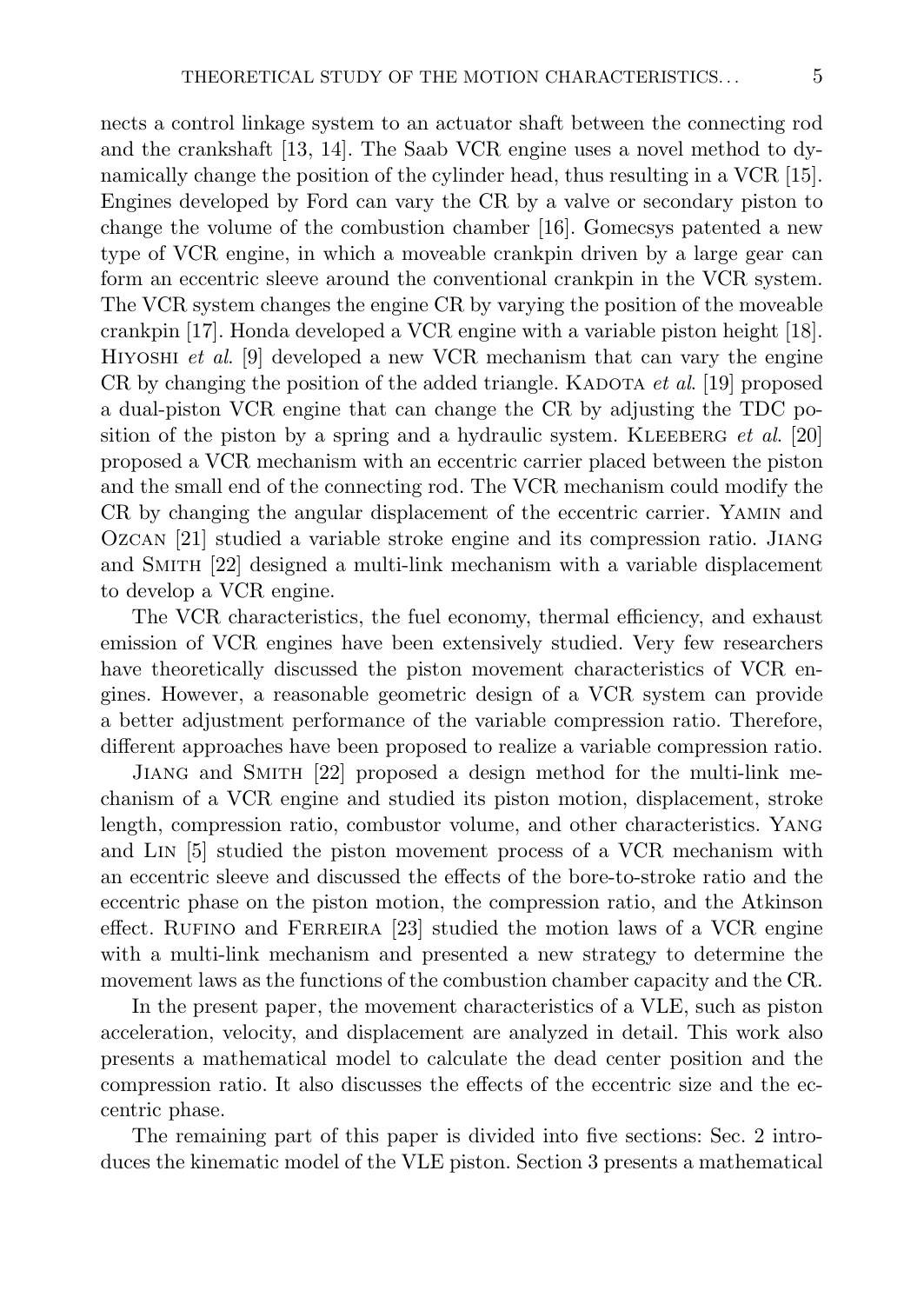nects a control linkage system to an actuator shaft between the connecting rod and the crankshaft [13, 14]. The Saab VCR engine uses a novel method to dynamically change the position of the cylinder head, thus resulting in a VCR [15]. Engines developed by Ford can vary the CR by a valve or secondary piston to change the volume of the combustion chamber [16]. Gomecsys patented a new type of VCR engine, in which a moveable crankpin driven by a large gear can form an eccentric sleeve around the conventional crankpin in the VCR system. The VCR system changes the engine CR by varying the position of the moveable crankpin [17]. Honda developed a VCR engine with a variable piston height [18]. Hiyoshi *et al.* [9] developed a new VCR mechanism that can vary the engine CR by changing the position of the added triangle. Kadota *et al.* [19] proposed a dual-piston VCR engine that can change the CR by adjusting the TDC position of the piston by a spring and a hydraulic system. Kleeberg *et al.* [20] proposed a VCR mechanism with an eccentric carrier placed between the piston and the small end of the connecting rod. The VCR mechanism could modify the CR by changing the angular displacement of the eccentric carrier. Yamin and Ozcan [21] studied a variable stroke engine and its compression ratio. Jiang and Smith [22] designed a multi-link mechanism with a variable displacement to develop a VCR engine.

The VCR characteristics, the fuel economy, thermal efficiency, and exhaust emission of VCR engines have been extensively studied. Very few researchers have theoretically discussed the piston movement characteristics of VCR engines. However, a reasonable geometric design of a VCR system can provide a better adjustment performance of the variable compression ratio. Therefore, different approaches have been proposed to realize a variable compression ratio.

Jiang and Smith [22] proposed a design method for the multi-link mechanism of a VCR engine and studied its piston motion, displacement, stroke length, compression ratio, combustor volume, and other characteristics. Yang and Lin [5] studied the piston movement process of a VCR mechanism with an eccentric sleeve and discussed the effects of the bore-to-stroke ratio and the eccentric phase on the piston motion, the compression ratio, and the Atkinson effect. Rufino and Ferreira [23] studied the motion laws of a VCR engine with a multi-link mechanism and presented a new strategy to determine the movement laws as the functions of the combustion chamber capacity and the CR.

In the present paper, the movement characteristics of a VLE, such as piston acceleration, velocity, and displacement are analyzed in detail. This work also presents a mathematical model to calculate the dead center position and the compression ratio. It also discusses the effects of the eccentric size and the eccentric phase.

The remaining part of this paper is divided into five sections: Sec. 2 introduces the kinematic model of the VLE piston. Section 3 presents a mathematical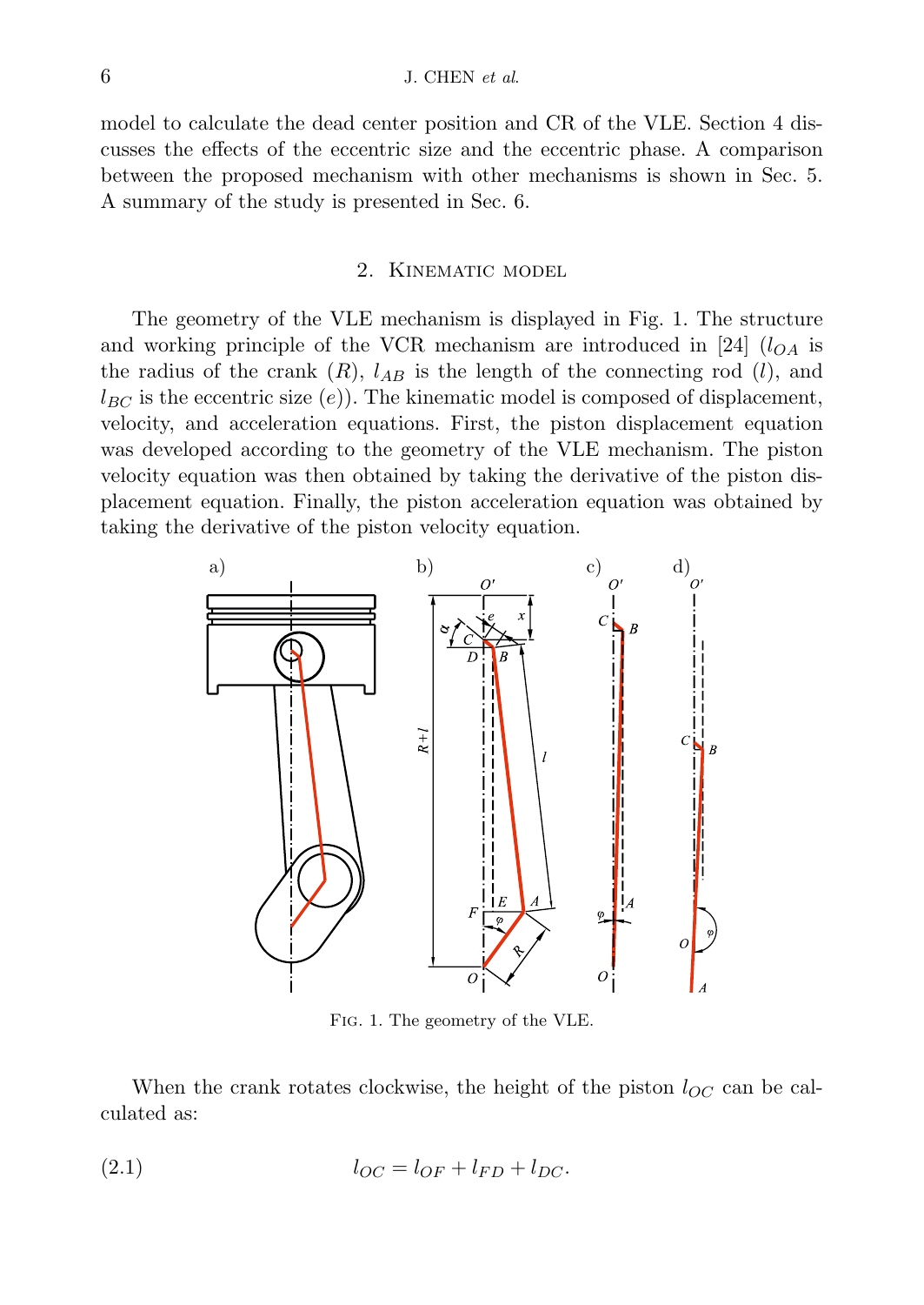model to calculate the dead center position and CR of the VLE. Section 4 discusses the effects of the eccentric size and the eccentric phase. A comparison between the proposed mechanism with other mechanisms is shown in Sec. 5. A summary of the study is presented in Sec. 6.

## 2. Kinematic model

The geometry of the VLE mechanism is displayed in Fig. 1. The structure and working principle of the VCR mechanism are introduced in [24] ($l_{OA}$ is the radius of the crank ($R$), $l_{AB}$ is the length of the connecting rod ($l$), and $l_{BC}$ is the eccentric size ($e$)). The kinematic model is composed of displacement, velocity, and acceleration equations. First, the piston displacement equation was developed according to the geometry of the VLE mechanism. The piston velocity equation was then obtained by taking the derivative of the piston displacement equation. Finally, the piston acceleration equation was obtained by taking the derivative of the piston velocity equation.

Fig. 1. The geometry of the VLE.

When the crank rotates clockwise, the height of the piston $l_{OC}$ can be calculated as:

$$l_{OC} = l_{OF} + l_{FD} + l_{DC}. \tag{2.1}$$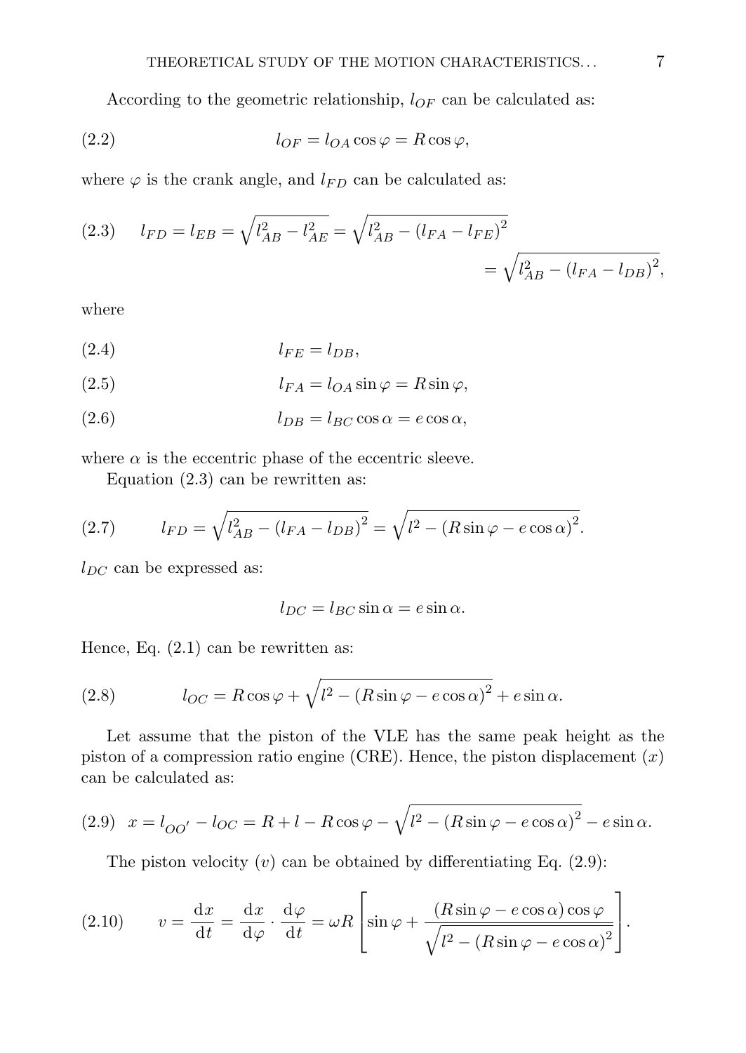According to the geometric relationship, $l_{OF}$ can be calculated as:

$$l_{OF} = l_{OA} \cos \varphi = R \cos \varphi, \tag{2.2}$$

where $\varphi$ is the crank angle, and $l_{FD}$ can be calculated as:

$$l_{FD} = l_{EB} = \sqrt{l_{AB}^2 - l_{AE}^2} = \sqrt{l_{AB}^2 - (l_{FA} - l_{FE})^2} = \sqrt{l_{AB}^2 - (l_{FA} - l_{DB})^2}, \tag{2.3}$$

where

$$l_{FE} = l_{DB}, \tag{2.4}$$

$$l_{FA} = l_{OA} \sin \varphi = R \sin \varphi, \tag{2.5}$$

$$l_{DB} = l_{BC} \cos \alpha = e \cos \alpha, \tag{2.6}$$

where $\alpha$ is the eccentric phase of the eccentric sleeve.

Equation (2.3) can be rewritten as:

$$l_{FD} = \sqrt{l_{AB}^2 - (l_{FA} - l_{DB})^2} = \sqrt{l^2 - (R \sin \varphi - e \cos \alpha)^2}. \tag{2.7}$$

$l_{DC}$ can be expressed as:

$$l_{DC} = l_{BC} \sin \alpha = e \sin \alpha.$$

Hence, Eq. (2.1) can be rewritten as:

$$l_{OC} = R \cos \varphi + \sqrt{l^2 - (R \sin \varphi - e \cos \alpha)^2} + e \sin \alpha. \tag{2.8}$$

Let assume that the piston of the VLE has the same peak height as the piston of a compression ratio engine (CRE). Hence, the piston displacement ($x$) can be calculated as:

$$x = l_{OO'} - l_{OC} = R + l - R \cos \varphi - \sqrt{l^2 - (R \sin \varphi - e \cos \alpha)^2} - e \sin \alpha. \tag{2.9}$$

The piston velocity ($v$) can be obtained by differentiating Eq. (2.9):

$$v = \frac{\mathrm{d}x}{\mathrm{d}t} = \frac{\mathrm{d}x}{\mathrm{d}\varphi} \cdot \frac{\mathrm{d}\varphi}{\mathrm{d}t} = \omega R \left[ \sin \varphi + \frac{(R \sin \varphi - e \cos \alpha) \cos \varphi}{\sqrt{l^2 - (R \sin \varphi - e \cos \alpha)^2}} \right]. \tag{2.10}$$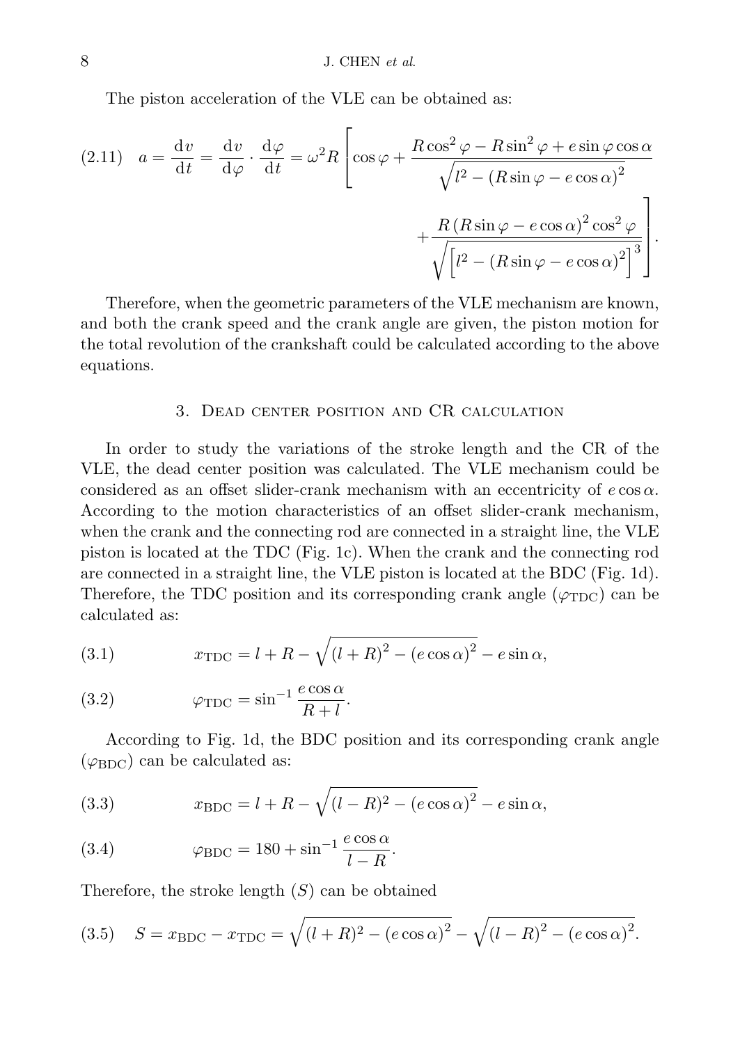The piston acceleration of the VLE can be obtained as:

$$
\text{(2.11)}\quad a = \frac{\mathrm{d}v}{\mathrm{d}t} = \frac{\mathrm{d}v}{\mathrm{d}\varphi}\cdot\frac{\mathrm{d}\varphi}{\mathrm{d}t} = \omega^2 R\left[\cos\varphi + \frac{R\cos^2\varphi - R\sin^2\varphi + e\sin\varphi\cos\alpha}{\sqrt{l^2 - (R\sin\varphi - e\cos\alpha)^2}} + \frac{R\,(R\sin\varphi - e\cos\alpha)^2\cos^2\varphi}{\sqrt{\left[l^2 - (R\sin\varphi - e\cos\alpha)^2\right]^3}}\right].
$$

Therefore, when the geometric parameters of the VLE mechanism are known, and both the crank speed and the crank angle are given, the piston motion for the total revolution of the crankshaft could be calculated according to the above equations.

## 3. Dead center position and CR calculation

In order to study the variations of the stroke length and the CR of the VLE, the dead center position was calculated. The VLE mechanism could be considered as an offset slider-crank mechanism with an eccentricity of $e\cos\alpha$. According to the motion characteristics of an offset slider-crank mechanism, when the crank and the connecting rod are connected in a straight line, the VLE piston is located at the TDC (Fig. 1c). When the crank and the connecting rod are connected in a straight line, the VLE piston is located at the BDC (Fig. 1d). Therefore, the TDC position and its corresponding crank angle ($\varphi_{\mathrm{TDC}}$) can be calculated as:

$$
\text{(3.1)}\qquad x_{\mathrm{TDC}} = l + R - \sqrt{(l+R)^2 - (e\cos\alpha)^2} - e\sin\alpha,
$$

$$
\text{(3.2)}\qquad \varphi_{\mathrm{TDC}} = \sin^{-1}\frac{e\cos\alpha}{R+l}.
$$

According to Fig. 1d, the BDC position and its corresponding crank angle ($\varphi_{\mathrm{BDC}}$) can be calculated as:

$$
\text{(3.3)}\qquad x_{\mathrm{BDC}} = l + R - \sqrt{(l-R)^2 - (e\cos\alpha)^2} - e\sin\alpha,
$$

$$
\text{(3.4)}\qquad \varphi_{\mathrm{BDC}} = 180 + \sin^{-1}\frac{e\cos\alpha}{l-R}.
$$

Therefore, the stroke length ($S$) can be obtained

$$
\text{(3.5)}\quad S = x_{\mathrm{BDC}} - x_{\mathrm{TDC}} = \sqrt{(l+R)^2 - (e\cos\alpha)^2} - \sqrt{(l-R)^2 - (e\cos\alpha)^2}.
$$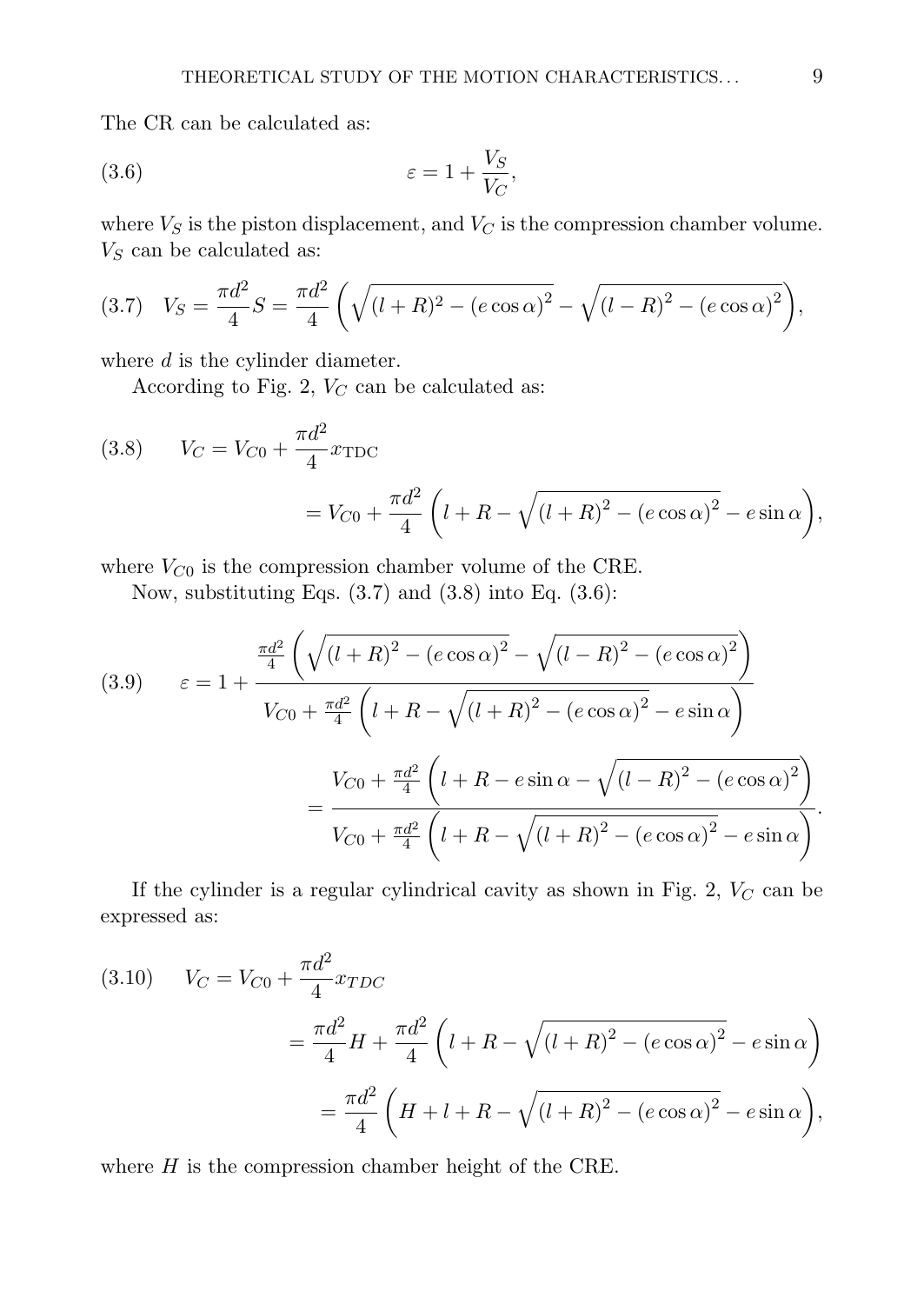The CR can be calculated as:

$$\varepsilon = 1 + \frac{V_S}{V_C}, \tag{3.6}$$

where $V_S$ is the piston displacement, and $V_C$ is the compression chamber volume. $V_S$ can be calculated as:

$$V_S = \frac{\pi d^2}{4} S = \frac{\pi d^2}{4}\left(\sqrt{(l+R)^2 - (e\cos\alpha)^2} - \sqrt{(l-R)^2 - (e\cos\alpha)^2}\right), \tag{3.7}$$

where $d$ is the cylinder diameter.

According to Fig. 2, $V_C$ can be calculated as:

$$\begin{aligned} V_C &= V_{C0} + \frac{\pi d^2}{4} x_{\mathrm{TDC}} \\ &= V_{C0} + \frac{\pi d^2}{4}\left(l + R - \sqrt{(l+R)^2 - (e\cos\alpha)^2} - e\sin\alpha\right), \end{aligned} \tag{3.8}$$

where $V_{C0}$ is the compression chamber volume of the CRE.

Now, substituting Eqs. (3.7) and (3.8) into Eq. (3.6):

$$\begin{aligned} \varepsilon &= 1 + \frac{\frac{\pi d^2}{4}\left(\sqrt{(l+R)^2 - (e\cos\alpha)^2} - \sqrt{(l-R)^2 - (e\cos\alpha)^2}\right)}{V_{C0} + \frac{\pi d^2}{4}\left(l + R - \sqrt{(l+R)^2 - (e\cos\alpha)^2} - e\sin\alpha\right)} \\ &= \frac{V_{C0} + \frac{\pi d^2}{4}\left(l + R - e\sin\alpha - \sqrt{(l-R)^2 - (e\cos\alpha)^2}\right)}{V_{C0} + \frac{\pi d^2}{4}\left(l + R - \sqrt{(l+R)^2 - (e\cos\alpha)^2} - e\sin\alpha\right)}. \end{aligned} \tag{3.9}$$

If the cylinder is a regular cylindrical cavity as shown in Fig. 2, $V_C$ can be expressed as:

$$\begin{aligned} V_C &= V_{C0} + \frac{\pi d^2}{4} x_{TDC} \\ &= \frac{\pi d^2}{4} H + \frac{\pi d^2}{4}\left(l + R - \sqrt{(l+R)^2 - (e\cos\alpha)^2} - e\sin\alpha\right) \\ &= \frac{\pi d^2}{4}\left(H + l + R - \sqrt{(l+R)^2 - (e\cos\alpha)^2} - e\sin\alpha\right), \end{aligned} \tag{3.10}$$

where $H$ is the compression chamber height of the CRE.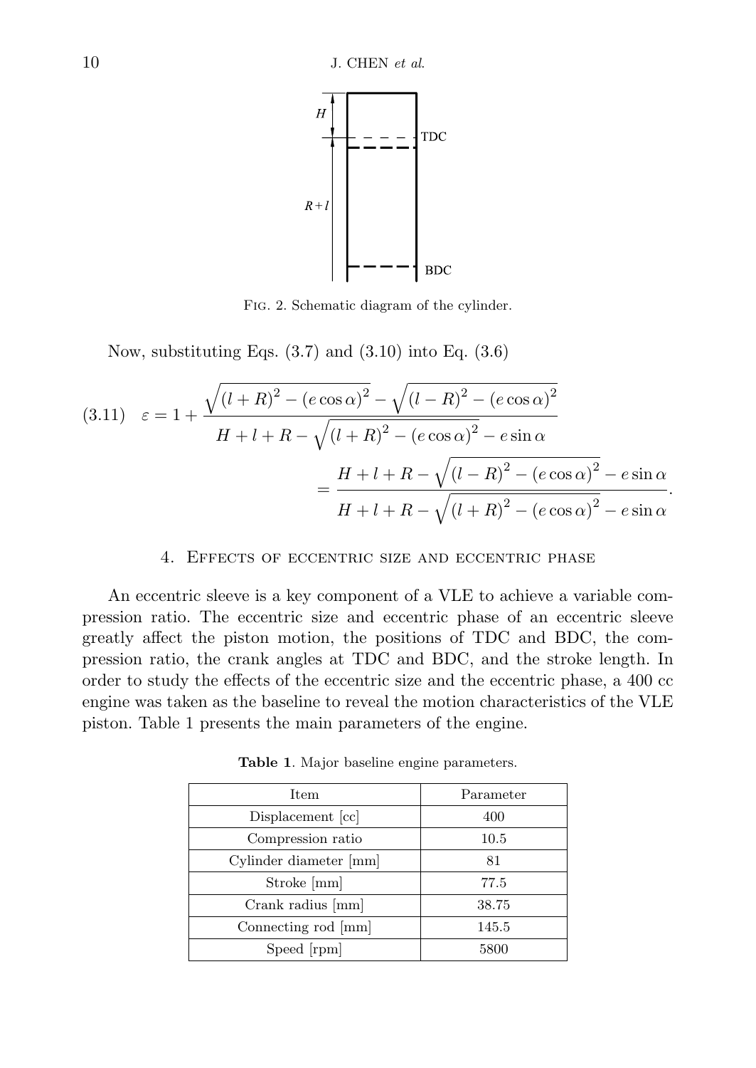Fig. 2. Schematic diagram of the cylinder.

Now, substituting Eqs. (3.7) and (3.10) into Eq. (3.6)

$$
\varepsilon = 1 + \frac{\sqrt{(l+R)^2 - (e\cos\alpha)^2} - \sqrt{(l-R)^2 - (e\cos\alpha)^2}}{H + l + R - \sqrt{(l+R)^2 - (e\cos\alpha)^2} - e\sin\alpha}
= \frac{H + l + R - \sqrt{(l-R)^2 - (e\cos\alpha)^2} - e\sin\alpha}{H + l + R - \sqrt{(l+R)^2 - (e\cos\alpha)^2} - e\sin\alpha}. \tag{3.11}
$$

## 4. Effects of eccentric size and eccentric phase

An eccentric sleeve is a key component of a VLE to achieve a variable compression ratio. The eccentric size and eccentric phase of an eccentric sleeve greatly affect the piston motion, the positions of TDC and BDC, the compression ratio, the crank angles at TDC and BDC, and the stroke length. In order to study the effects of the eccentric size and the eccentric phase, a 400 cc engine was taken as the baseline to reveal the motion characteristics of the VLE piston. Table 1 presents the main parameters of the engine.

**Table 1**. Major baseline engine parameters.

| Item | Parameter |
|---|---|
| Displacement [cc] | 400 |
| Compression ratio | 10.5 |
| Cylinder diameter [mm] | 81 |
| Stroke [mm] | 77.5 |
| Crank radius [mm] | 38.75 |
| Connecting rod [mm] | 145.5 |
| Speed [rpm] | 5800 |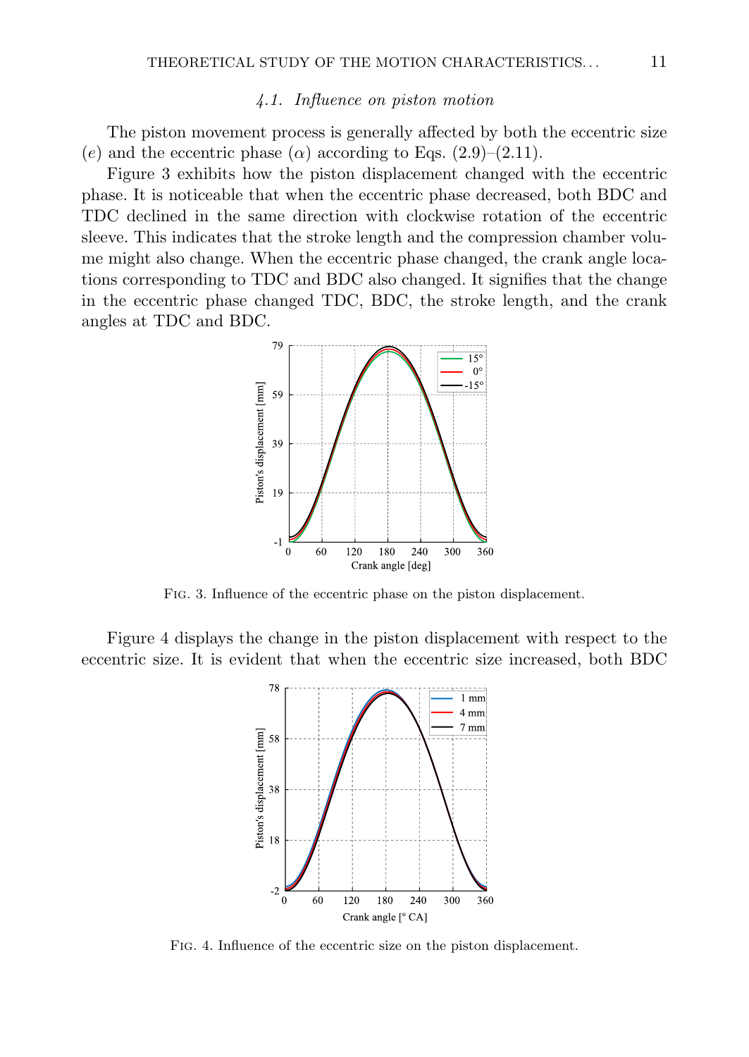### 4.1. Influence on piston motion

The piston movement process is generally affected by both the eccentric size ($e$) and the eccentric phase ($\alpha$) according to Eqs. (2.9)–(2.11).

Figure 3 exhibits how the piston displacement changed with the eccentric phase. It is noticeable that when the eccentric phase decreased, both BDC and TDC declined in the same direction with clockwise rotation of the eccentric sleeve. This indicates that the stroke length and the compression chamber volume might also change. When the eccentric phase changed, the crank angle locations corresponding to TDC and BDC also changed. It signifies that the change in the eccentric phase changed TDC, BDC, the stroke length, and the crank angles at TDC and BDC.

Fig. 3. Influence of the eccentric phase on the piston displacement.

Figure 4 displays the change in the piston displacement with respect to the eccentric size. It is evident that when the eccentric size increased, both BDC

Fig. 4. Influence of the eccentric size on the piston displacement.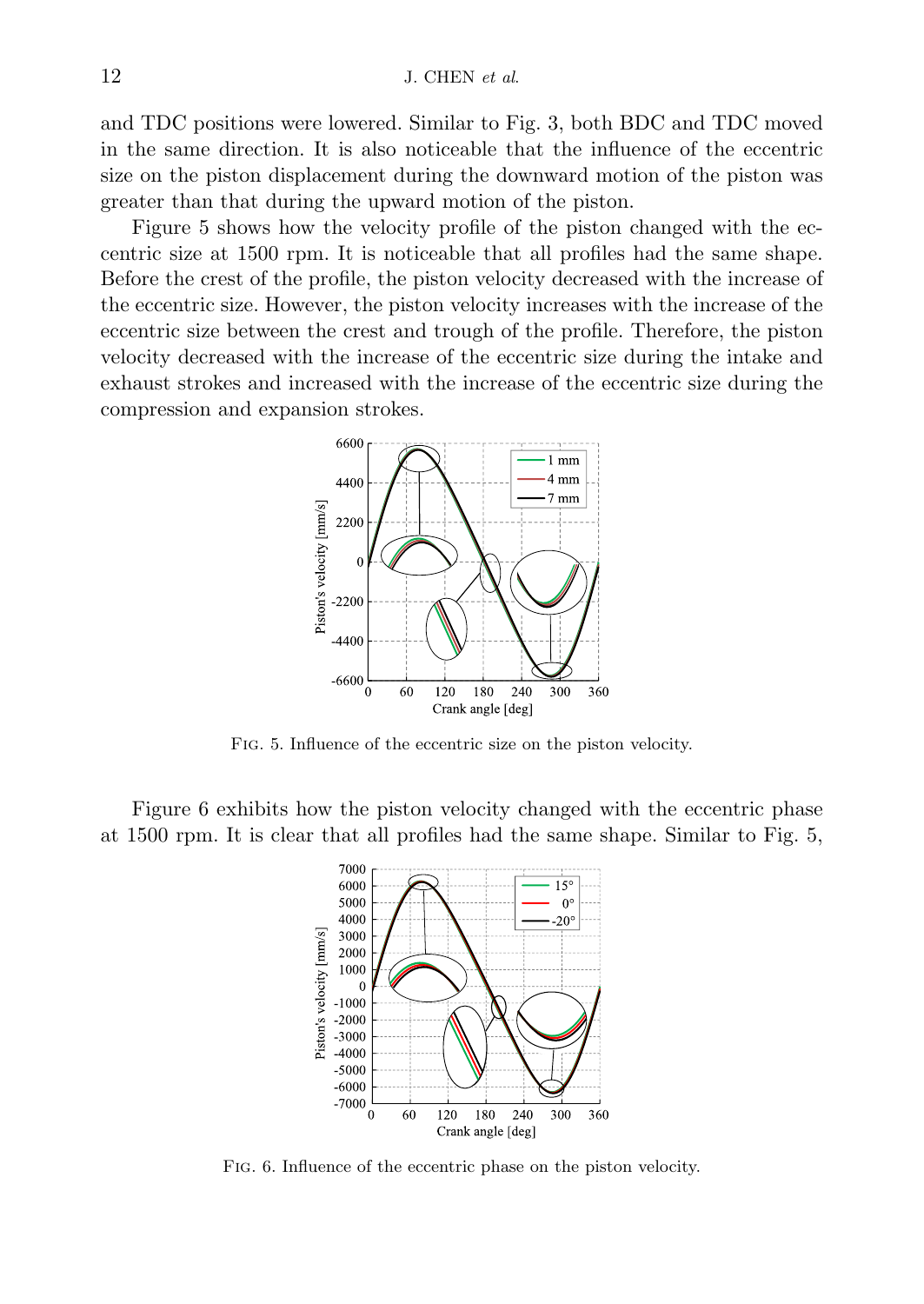and TDC positions were lowered. Similar to Fig. 3, both BDC and TDC moved in the same direction. It is also noticeable that the influence of the eccentric size on the piston displacement during the downward motion of the piston was greater than that during the upward motion of the piston.

Figure 5 shows how the velocity profile of the piston changed with the eccentric size at 1500 rpm. It is noticeable that all profiles had the same shape. Before the crest of the profile, the piston velocity decreased with the increase of the eccentric size. However, the piston velocity increases with the increase of the eccentric size between the crest and trough of the profile. Therefore, the piston velocity decreased with the increase of the eccentric size during the intake and exhaust strokes and increased with the increase of the eccentric size during the compression and expansion strokes.

Fig. 5. Influence of the eccentric size on the piston velocity.

Figure 6 exhibits how the piston velocity changed with the eccentric phase at 1500 rpm. It is clear that all profiles had the same shape. Similar to Fig. 5,

Fig. 6. Influence of the eccentric phase on the piston velocity.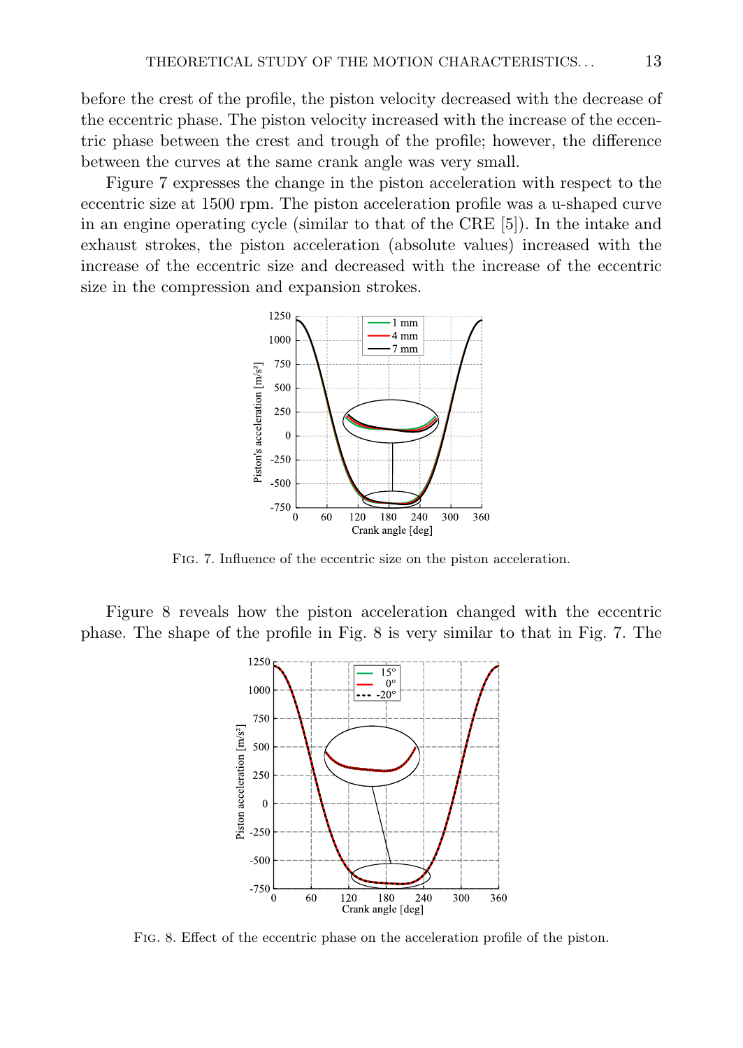before the crest of the profile, the piston velocity decreased with the decrease of the eccentric phase. The piston velocity increased with the increase of the eccentric phase between the crest and trough of the profile; however, the difference between the curves at the same crank angle was very small.

Figure 7 expresses the change in the piston acceleration with respect to the eccentric size at 1500 rpm. The piston acceleration profile was a u-shaped curve in an engine operating cycle (similar to that of the CRE [5]). In the intake and exhaust strokes, the piston acceleration (absolute values) increased with the increase of the eccentric size and decreased with the increase of the eccentric size in the compression and expansion strokes.

Fig. 7. Influence of the eccentric size on the piston acceleration.

Figure 8 reveals how the piston acceleration changed with the eccentric phase. The shape of the profile in Fig. 8 is very similar to that in Fig. 7. The

Fig. 8. Effect of the eccentric phase on the acceleration profile of the piston.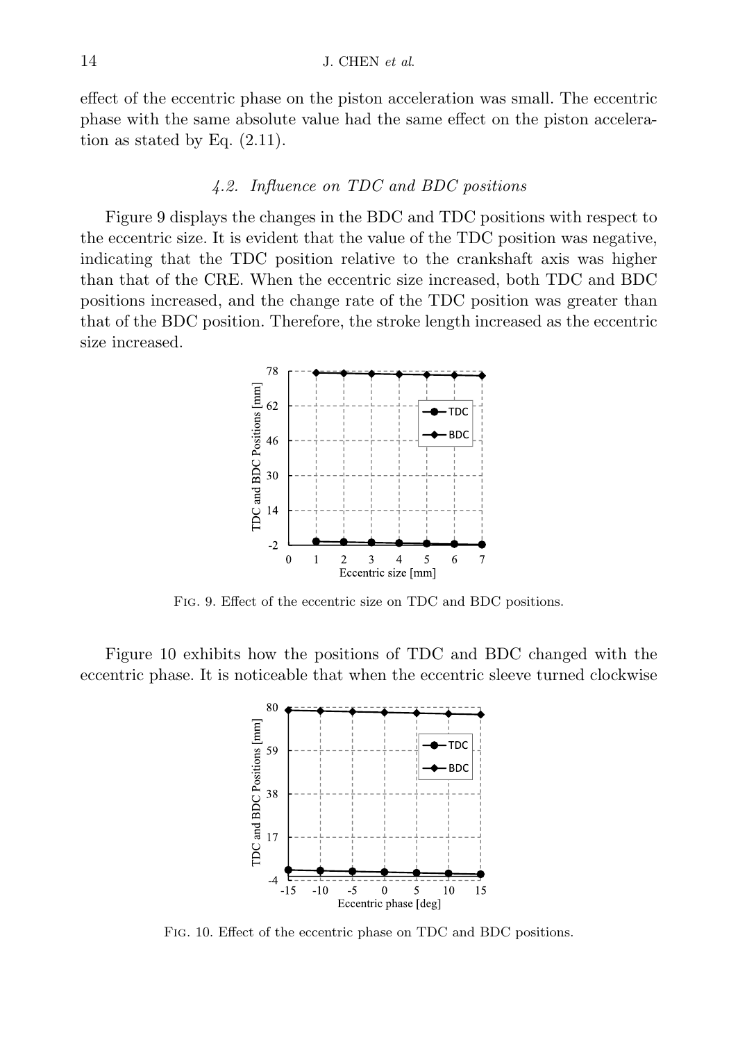effect of the eccentric phase on the piston acceleration was small. The eccentric phase with the same absolute value had the same effect on the piston acceleration as stated by Eq. (2.11).

### 4.2. Influence on TDC and BDC positions

Figure 9 displays the changes in the BDC and TDC positions with respect to the eccentric size. It is evident that the value of the TDC position was negative, indicating that the TDC position relative to the crankshaft axis was higher than that of the CRE. When the eccentric size increased, both TDC and BDC positions increased, and the change rate of the TDC position was greater than that of the BDC position. Therefore, the stroke length increased as the eccentric size increased.

Fig. 9. Effect of the eccentric size on TDC and BDC positions.

Figure 10 exhibits how the positions of TDC and BDC changed with the eccentric phase. It is noticeable that when the eccentric sleeve turned clockwise

Fig. 10. Effect of the eccentric phase on TDC and BDC positions.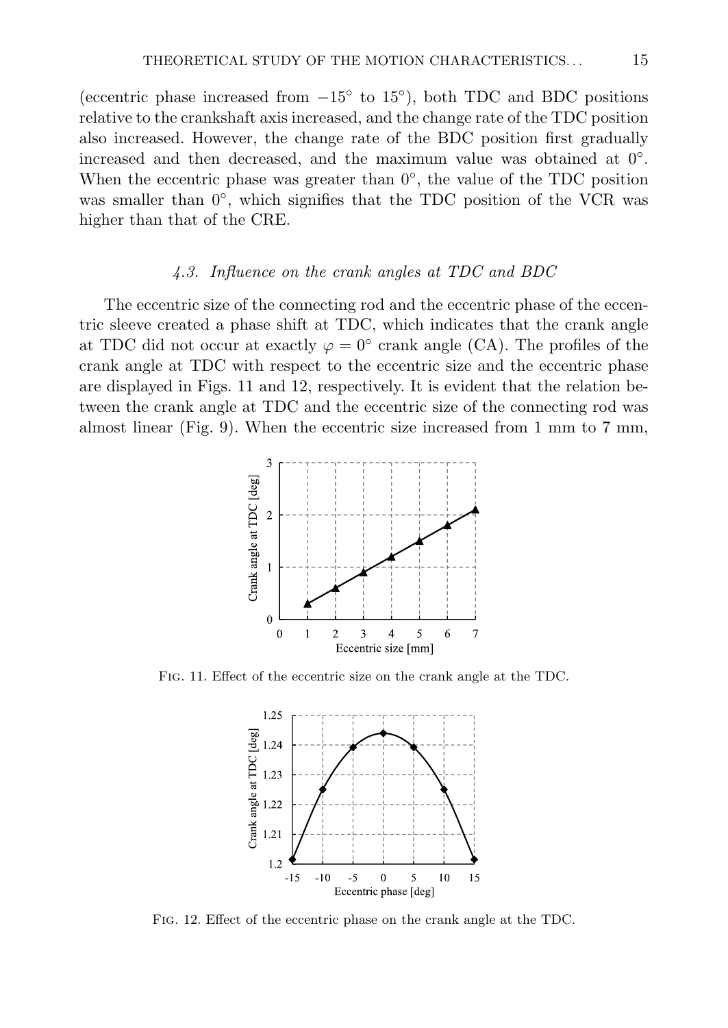(eccentric phase increased from $-15^\circ$ to $15^\circ$), both TDC and BDC positions relative to the crankshaft axis increased, and the change rate of the TDC position also increased. However, the change rate of the BDC position first gradually increased and then decreased, and the maximum value was obtained at $0^\circ$. When the eccentric phase was greater than $0^\circ$, the value of the TDC position was smaller than $0^\circ$, which signifies that the TDC position of the VCR was higher than that of the CRE.

### *4.3. Influence on the crank angles at TDC and BDC*

The eccentric size of the connecting rod and the eccentric phase of the eccentric sleeve created a phase shift at TDC, which indicates that the crank angle at TDC did not occur at exactly $\varphi = 0^\circ$ crank angle (CA). The profiles of the crank angle at TDC with respect to the eccentric size and the eccentric phase are displayed in Figs. 11 and 12, respectively. It is evident that the relation between the crank angle at TDC and the eccentric size of the connecting rod was almost linear (Fig. 9). When the eccentric size increased from 1 mm to 7 mm,

Fig. 11. Effect of the eccentric size on the crank angle at the TDC.

Fig. 12. Effect of the eccentric phase on the crank angle at the TDC.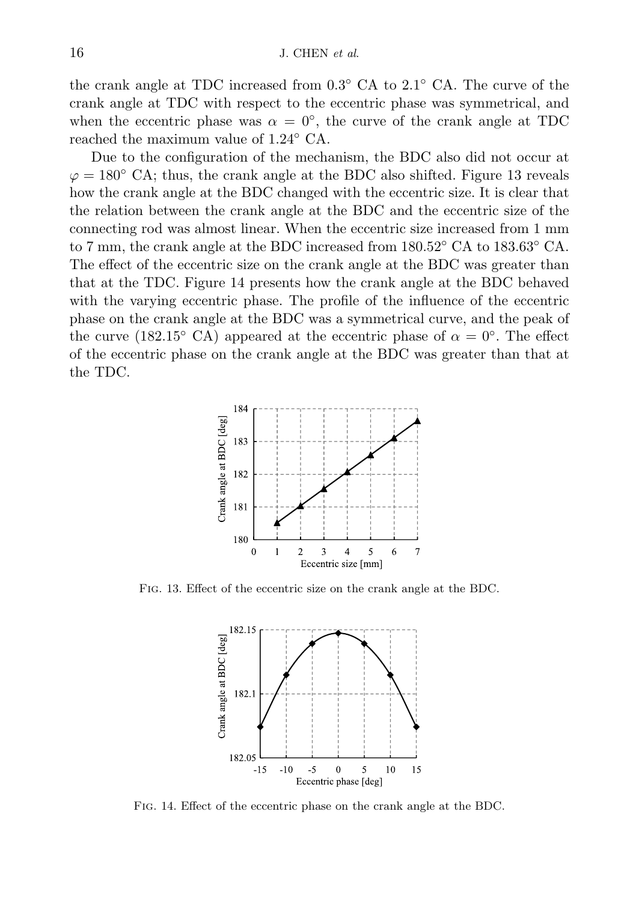the crank angle at TDC increased from 0.3° CA to 2.1° CA. The curve of the crank angle at TDC with respect to the eccentric phase was symmetrical, and when the eccentric phase was $\alpha = 0°$, the curve of the crank angle at TDC reached the maximum value of 1.24° CA.

Due to the configuration of the mechanism, the BDC also did not occur at $\varphi = 180°$ CA; thus, the crank angle at the BDC also shifted. Figure 13 reveals how the crank angle at the BDC changed with the eccentric size. It is clear that the relation between the crank angle at the BDC and the eccentric size of the connecting rod was almost linear. When the eccentric size increased from 1 mm to 7 mm, the crank angle at the BDC increased from 180.52° CA to 183.63° CA. The effect of the eccentric size on the crank angle at the BDC was greater than that at the TDC. Figure 14 presents how the crank angle at the BDC behaved with the varying eccentric phase. The profile of the influence of the eccentric phase on the crank angle at the BDC was a symmetrical curve, and the peak of the curve (182.15° CA) appeared at the eccentric phase of $\alpha = 0°$. The effect of the eccentric phase on the crank angle at the BDC was greater than that at the TDC.

Fig. 13. Effect of the eccentric size on the crank angle at the BDC.

Fig. 14. Effect of the eccentric phase on the crank angle at the BDC.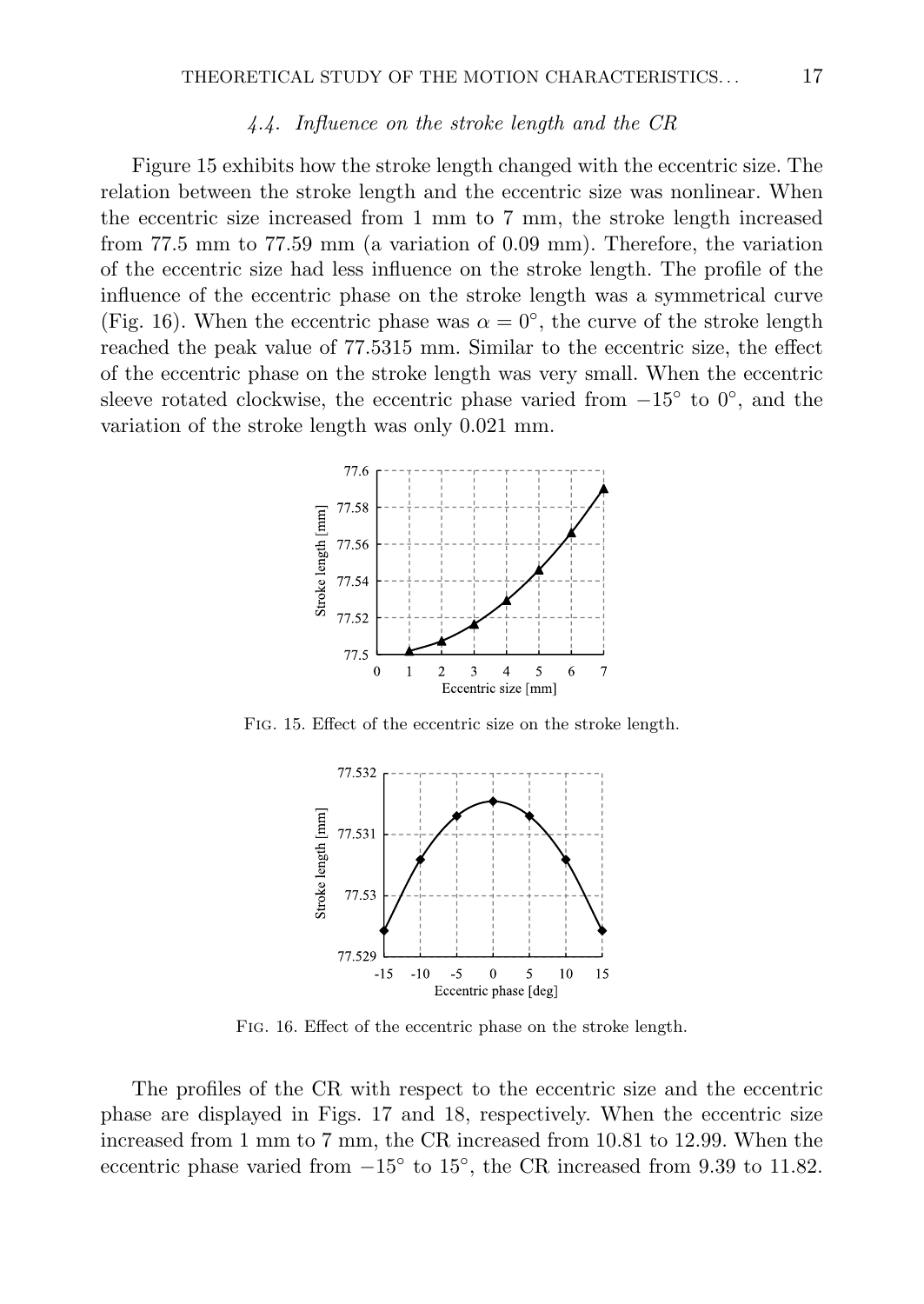### 4.4. Influence on the stroke length and the CR

Figure 15 exhibits how the stroke length changed with the eccentric size. The relation between the stroke length and the eccentric size was nonlinear. When the eccentric size increased from 1 mm to 7 mm, the stroke length increased from 77.5 mm to 77.59 mm (a variation of 0.09 mm). Therefore, the variation of the eccentric size had less influence on the stroke length. The profile of the influence of the eccentric phase on the stroke length was a symmetrical curve (Fig. 16). When the eccentric phase was $\alpha = 0°$, the curve of the stroke length reached the peak value of 77.5315 mm. Similar to the eccentric size, the effect of the eccentric phase on the stroke length was very small. When the eccentric sleeve rotated clockwise, the eccentric phase varied from $-15°$ to $0°$, and the variation of the stroke length was only 0.021 mm.

Fig. 15. Effect of the eccentric size on the stroke length.

Fig. 16. Effect of the eccentric phase on the stroke length.

The profiles of the CR with respect to the eccentric size and the eccentric phase are displayed in Figs. 17 and 18, respectively. When the eccentric size increased from 1 mm to 7 mm, the CR increased from 10.81 to 12.99. When the eccentric phase varied from $-15°$ to $15°$, the CR increased from 9.39 to 11.82.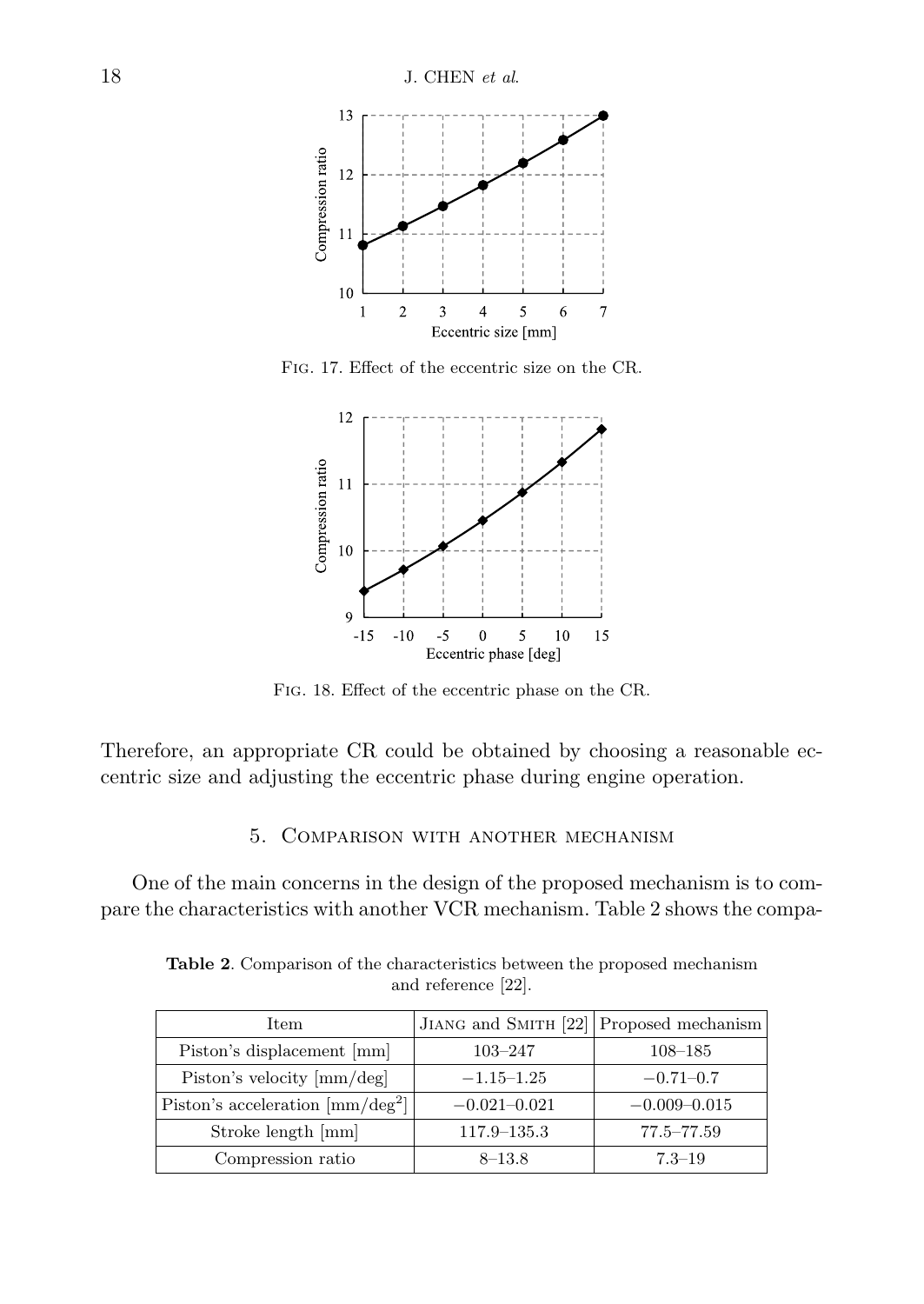Fig. 17. Effect of the eccentric size on the CR.

Fig. 18. Effect of the eccentric phase on the CR.

Therefore, an appropriate CR could be obtained by choosing a reasonable eccentric size and adjusting the eccentric phase during engine operation.

## 5. Comparison with another mechanism

One of the main concerns in the design of the proposed mechanism is to compare the characteristics with another VCR mechanism. Table 2 shows the compa-

**Table 2**. Comparison of the characteristics between the proposed mechanism and reference [22].

| Item | Jiang and Smith [22] | Proposed mechanism |
|---|---|---|
| Piston's displacement [mm] | 103–247 | 108–185 |
| Piston's velocity [mm/deg] | −1.15–1.25 | −0.71–0.7 |
| Piston's acceleration [mm/deg$^2$] | −0.021–0.021 | −0.009–0.015 |
| Stroke length [mm] | 117.9–135.3 | 77.5–77.59 |
| Compression ratio | 8–13.8 | 7.3–19 |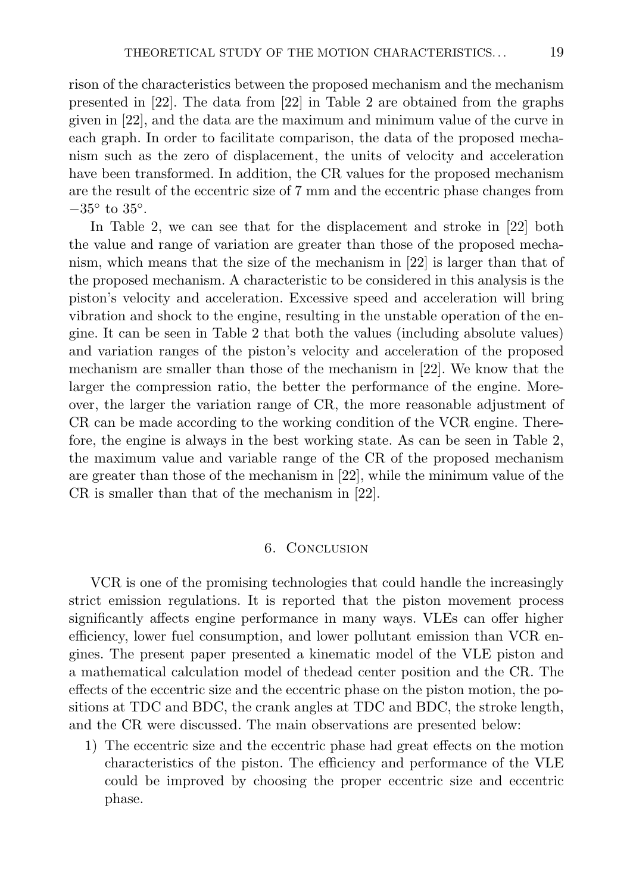rison of the characteristics between the proposed mechanism and the mechanism presented in [22]. The data from [22] in Table 2 are obtained from the graphs given in [22], and the data are the maximum and minimum value of the curve in each graph. In order to facilitate comparison, the data of the proposed mechanism such as the zero of displacement, the units of velocity and acceleration have been transformed. In addition, the CR values for the proposed mechanism are the result of the eccentric size of 7 mm and the eccentric phase changes from $-35°$ to $35°$.

In Table 2, we can see that for the displacement and stroke in [22] both the value and range of variation are greater than those of the proposed mechanism, which means that the size of the mechanism in [22] is larger than that of the proposed mechanism. A characteristic to be considered in this analysis is the piston's velocity and acceleration. Excessive speed and acceleration will bring vibration and shock to the engine, resulting in the unstable operation of the engine. It can be seen in Table 2 that both the values (including absolute values) and variation ranges of the piston's velocity and acceleration of the proposed mechanism are smaller than those of the mechanism in [22]. We know that the larger the compression ratio, the better the performance of the engine. Moreover, the larger the variation range of CR, the more reasonable adjustment of CR can be made according to the working condition of the VCR engine. Therefore, the engine is always in the best working state. As can be seen in Table 2, the maximum value and variable range of the CR of the proposed mechanism are greater than those of the mechanism in [22], while the minimum value of the CR is smaller than that of the mechanism in [22].

## 6. Conclusion

VCR is one of the promising technologies that could handle the increasingly strict emission regulations. It is reported that the piston movement process significantly affects engine performance in many ways. VLEs can offer higher efficiency, lower fuel consumption, and lower pollutant emission than VCR engines. The present paper presented a kinematic model of the VLE piston and a mathematical calculation model of thedead center position and the CR. The effects of the eccentric size and the eccentric phase on the piston motion, the positions at TDC and BDC, the crank angles at TDC and BDC, the stroke length, and the CR were discussed. The main observations are presented below:

1) The eccentric size and the eccentric phase had great effects on the motion characteristics of the piston. The efficiency and performance of the VLE could be improved by choosing the proper eccentric size and eccentric phase.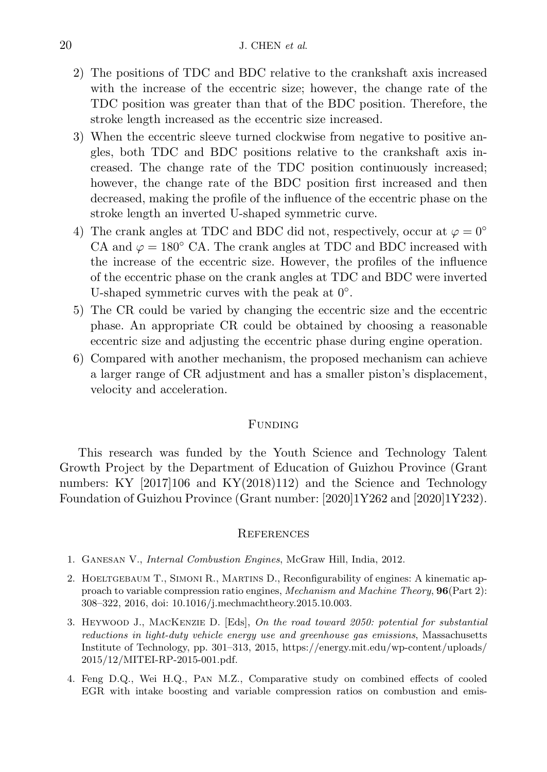2) The positions of TDC and BDC relative to the crankshaft axis increased with the increase of the eccentric size; however, the change rate of the TDC position was greater than that of the BDC position. Therefore, the stroke length increased as the eccentric size increased.
3) When the eccentric sleeve turned clockwise from negative to positive angles, both TDC and BDC positions relative to the crankshaft axis increased. The change rate of the TDC position continuously increased; however, the change rate of the BDC position first increased and then decreased, making the profile of the influence of the eccentric phase on the stroke length an inverted U-shaped symmetric curve.
4) The crank angles at TDC and BDC did not, respectively, occur at $\varphi = 0^\circ$ CA and $\varphi = 180^\circ$ CA. The crank angles at TDC and BDC increased with the increase of the eccentric size. However, the profiles of the influence of the eccentric phase on the crank angles at TDC and BDC were inverted U-shaped symmetric curves with the peak at $0^\circ$.
5) The CR could be varied by changing the eccentric size and the eccentric phase. An appropriate CR could be obtained by choosing a reasonable eccentric size and adjusting the eccentric phase during engine operation.
6) Compared with another mechanism, the proposed mechanism can achieve a larger range of CR adjustment and has a smaller piston's displacement, velocity and acceleration.

## Funding

This research was funded by the Youth Science and Technology Talent Growth Project by the Department of Education of Guizhou Province (Grant numbers: KY [2017]106 and KY(2018)112) and the Science and Technology Foundation of Guizhou Province (Grant number: [2020]1Y262 and [2020]1Y232).

## References

1. Ganesan V., *Internal Combustion Engines*, McGraw Hill, India, 2012.
2. Hoeltgebaum T., Simoni R., Martins D., Reconfigurability of engines: A kinematic approach to variable compression ratio engines, *Mechanism and Machine Theory*, **96**(Part 2): 308–322, 2016, doi: 10.1016/j.mechmachtheory.2015.10.003.
3. Heywood J., MacKenzie D. [Eds], *On the road toward 2050: potential for substantial reductions in light-duty vehicle energy use and greenhouse gas emissions*, Massachusetts Institute of Technology, pp. 301–313, 2015, https://energy.mit.edu/wp-content/uploads/2015/12/MITEI-RP-2015-001.pdf.
4. Feng D.Q., Wei H.Q., Pan M.Z., Comparative study on combined effects of cooled EGR with intake boosting and variable compression ratios on combustion and emis-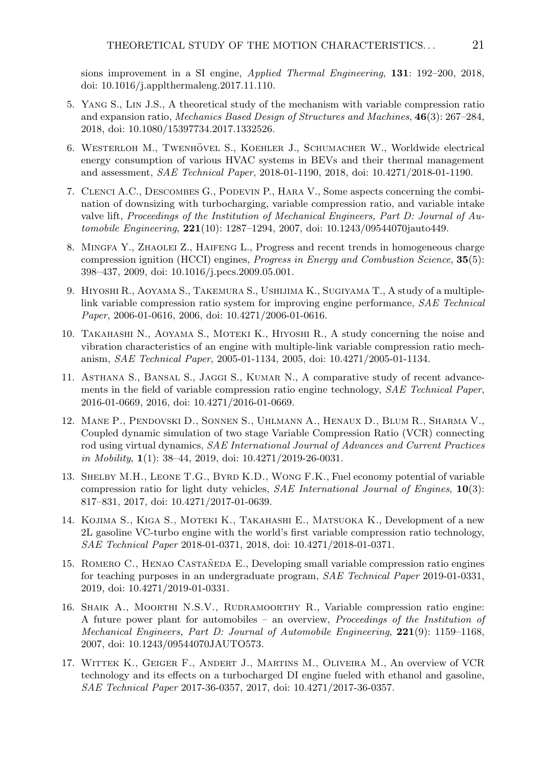sions improvement in a SI engine, *Applied Thermal Engineering*, **131**: 192–200, 2018, doi: 10.1016/j.applthermaleng.2017.11.110.

5. Yang S., Lin J.S., A theoretical study of the mechanism with variable compression ratio and expansion ratio, *Mechanics Based Design of Structures and Machines*, **46**(3): 267–284, 2018, doi: 10.1080/15397734.2017.1332526.

6. Westerloh M., Twenhövel S., Koehler J., Schumacher W., Worldwide electrical energy consumption of various HVAC systems in BEVs and their thermal management and assessment, *SAE Technical Paper*, 2018-01-1190, 2018, doi: 10.4271/2018-01-1190.

7. Clenci A.C., Descombes G., Podevin P., Hara V., Some aspects concerning the combination of downsizing with turbocharging, variable compression ratio, and variable intake valve lift, *Proceedings of the Institution of Mechanical Engineers, Part D: Journal of Automobile Engineering*, **221**(10): 1287–1294, 2007, doi: 10.1243/09544070jauto449.

8. Mingfa Y., Zhaolei Z., Haifeng L., Progress and recent trends in homogeneous charge compression ignition (HCCI) engines, *Progress in Energy and Combustion Science*, **35**(5): 398–437, 2009, doi: 10.1016/j.pecs.2009.05.001.

9. Hiyoshi R., Aoyama S., Takemura S., Ushijima K., Sugiyama T., A study of a multiple-link variable compression ratio system for improving engine performance, *SAE Technical Paper*, 2006-01-0616, 2006, doi: 10.4271/2006-01-0616.

10. Takahashi N., Aoyama S., Moteki K., Hiyoshi R., A study concerning the noise and vibration characteristics of an engine with multiple-link variable compression ratio mechanism, *SAE Technical Paper*, 2005-01-1134, 2005, doi: 10.4271/2005-01-1134.

11. Asthana S., Bansal S., Jaggi S., Kumar N., A comparative study of recent advancements in the field of variable compression ratio engine technology, *SAE Technical Paper*, 2016-01-0669, 2016, doi: 10.4271/2016-01-0669.

12. Mane P., Pendovski D., Sonnen S., Uhlmann A., Henaux D., Blum R., Sharma V., Coupled dynamic simulation of two stage Variable Compression Ratio (VCR) connecting rod using virtual dynamics, *SAE International Journal of Advances and Current Practices in Mobility*, **1**(1): 38–44, 2019, doi: 10.4271/2019-26-0031.

13. Shelby M.H., Leone T.G., Byrd K.D., Wong F.K., Fuel economy potential of variable compression ratio for light duty vehicles, *SAE International Journal of Engines*, **10**(3): 817–831, 2017, doi: 10.4271/2017-01-0639.

14. Kojima S., Kiga S., Moteki K., Takahashi E., Matsuoka K., Development of a new 2L gasoline VC-turbo engine with the world's first variable compression ratio technology, *SAE Technical Paper* 2018-01-0371, 2018, doi: 10.4271/2018-01-0371.

15. Romero C., Henao Castañeda E., Developing small variable compression ratio engines for teaching purposes in an undergraduate program, *SAE Technical Paper* 2019-01-0331, 2019, doi: 10.4271/2019-01-0331.

16. Shaik A., Moorthi N.S.V., Rudramoorthy R., Variable compression ratio engine: A future power plant for automobiles – an overview, *Proceedings of the Institution of Mechanical Engineers, Part D: Journal of Automobile Engineering*, **221**(9): 1159–1168, 2007, doi: 10.1243/09544070JAUTO573.

17. Wittek K., Geiger F., Andert J., Martins M., Oliveira M., An overview of VCR technology and its effects on a turbocharged DI engine fueled with ethanol and gasoline, *SAE Technical Paper* 2017-36-0357, 2017, doi: 10.4271/2017-36-0357.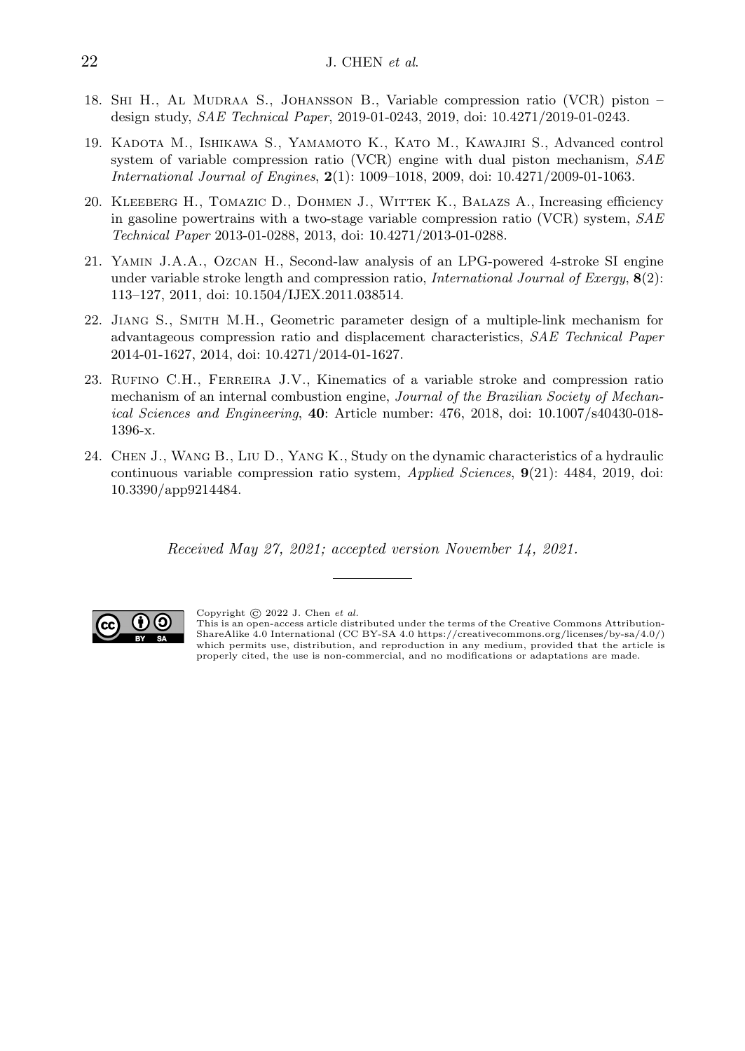18. Shi H., Al Mudraa S., Johansson B., Variable compression ratio (VCR) piston – design study, *SAE Technical Paper*, 2019-01-0243, 2019, doi: 10.4271/2019-01-0243.

19. Kadota M., Ishikawa S., Yamamoto K., Kato M., Kawajiri S., Advanced control system of variable compression ratio (VCR) engine with dual piston mechanism, *SAE International Journal of Engines*, **2**(1): 1009–1018, 2009, doi: 10.4271/2009-01-1063.

20. Kleeberg H., Tomazic D., Dohmen J., Wittek K., Balazs A., Increasing efficiency in gasoline powertrains with a two-stage variable compression ratio (VCR) system, *SAE Technical Paper* 2013-01-0288, 2013, doi: 10.4271/2013-01-0288.

21. Yamin J.A.A., Ozcan H., Second-law analysis of an LPG-powered 4-stroke SI engine under variable stroke length and compression ratio, *International Journal of Exergy*, **8**(2): 113–127, 2011, doi: 10.1504/IJEX.2011.038514.

22. Jiang S., Smith M.H., Geometric parameter design of a multiple-link mechanism for advantageous compression ratio and displacement characteristics, *SAE Technical Paper* 2014-01-1627, 2014, doi: 10.4271/2014-01-1627.

23. Rufino C.H., Ferreira J.V., Kinematics of a variable stroke and compression ratio mechanism of an internal combustion engine, *Journal of the Brazilian Society of Mechanical Sciences and Engineering*, **40**: Article number: 476, 2018, doi: 10.1007/s40430-018-1396-x.

24. Chen J., Wang B., Liu D., Yang K., Study on the dynamic characteristics of a hydraulic continuous variable compression ratio system, *Applied Sciences*, **9**(21): 4484, 2019, doi: 10.3390/app9214484.

*Received May 27, 2021; accepted version November 14, 2021.*

---

Copyright © 2022 J. Chen *et al.*
This is an open-access article distributed under the terms of the Creative Commons Attribution-ShareAlike 4.0 International (CC BY-SA 4.0 https://creativecommons.org/licenses/by-sa/4.0/) which permits use, distribution, and reproduction in any medium, provided that the article is properly cited, the use is non-commercial, and no modifications or adaptations are made.